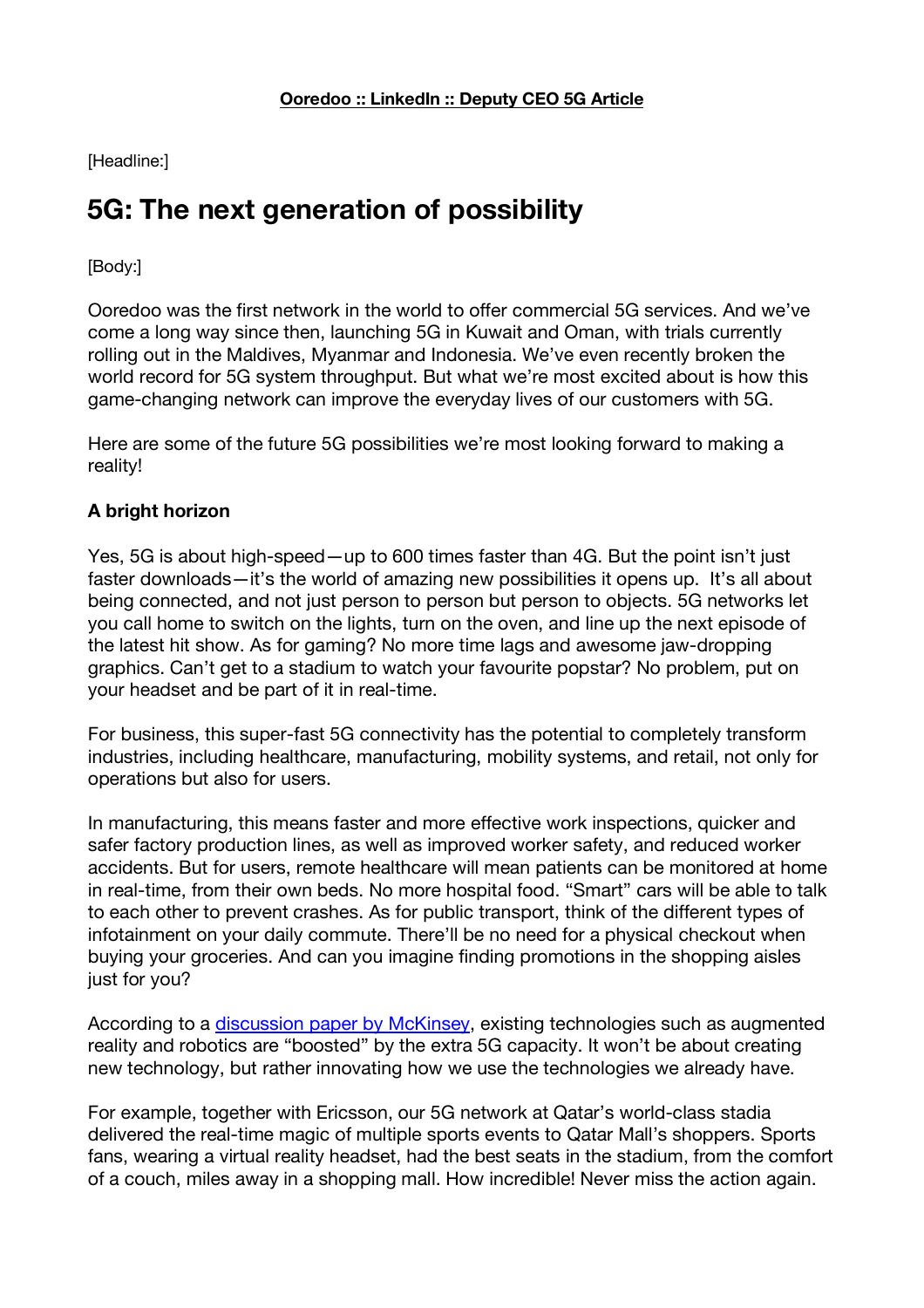**Ooredoo :: LinkedIn :: Deputy CEO 5G Article**

[Headline:]

# 5G: The next generation of possibility

[Body:]

Ooredoo was the first network in the world to offer commercial 5G services. And we've come a long way since then, launching 5G in Kuwait and Oman, with trials currently rolling out in the Maldives, Myanmar and Indonesia. We've even recently broken the world record for 5G system throughput. But what we're most excited about is how this game-changing network can improve the everyday lives of our customers with 5G.

Here are some of the future 5G possibilities we're most looking forward to making a reality!

**A bright horizon**

Yes, 5G is about high-speed—up to 600 times faster than 4G. But the point isn't just faster downloads—it's the world of amazing new possibilities it opens up. It's all about being connected, and not just person to person but person to objects. 5G networks let you call home to switch on the lights, turn on the oven, and line up the next episode of the latest hit show. As for gaming? No more time lags and awesome jaw-dropping graphics. Can't get to a stadium to watch your favourite popstar? No problem, put on your headset and be part of it in real-time.

For business, this super-fast 5G connectivity has the potential to completely transform industries, including healthcare, manufacturing, mobility systems, and retail, not only for operations but also for users.

In manufacturing, this means faster and more effective work inspections, quicker and safer factory production lines, as well as improved worker safety, and reduced worker accidents. But for users, remote healthcare will mean patients can be monitored at home in real-time, from their own beds. No more hospital food. "Smart" cars will be able to talk to each other to prevent crashes. As for public transport, think of the different types of infotainment on your daily commute. There'll be no need for a physical checkout when buying your groceries. And can you imagine finding promotions in the shopping aisles just for you?

According to a discussion paper by McKinsey, existing technologies such as augmented reality and robotics are "boosted" by the extra 5G capacity. It won't be about creating new technology, but rather innovating how we use the technologies we already have.

For example, together with Ericsson, our 5G network at Qatar's world-class stadia delivered the real-time magic of multiple sports events to Qatar Mall's shoppers. Sports fans, wearing a virtual reality headset, had the best seats in the stadium, from the comfort of a couch, miles away in a shopping mall. How incredible! Never miss the action again.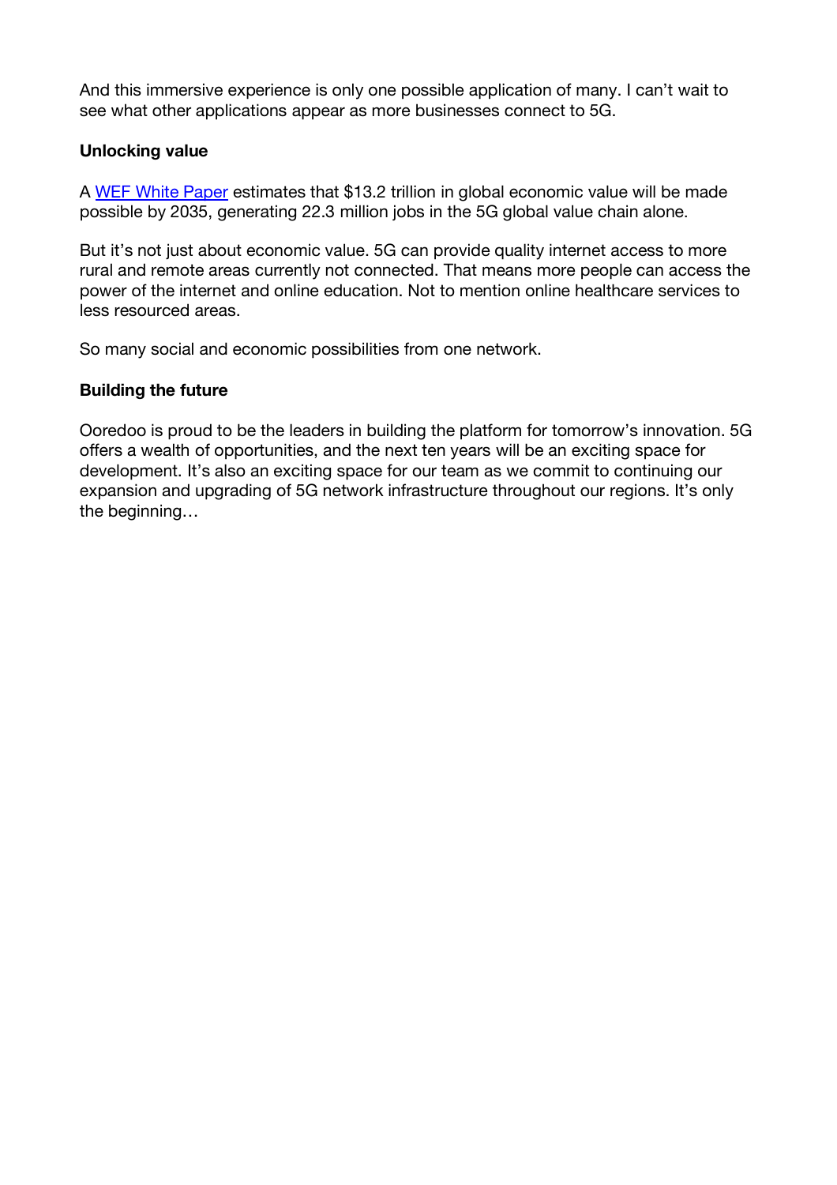And this immersive experience is only one possible application of many. I can't wait to see what other applications appear as more businesses connect to 5G.

**Unlocking value**

A WEF White Paper estimates that $13.2 trillion in global economic value will be made possible by 2035, generating 22.3 million jobs in the 5G global value chain alone.

But it's not just about economic value. 5G can provide quality internet access to more rural and remote areas currently not connected. That means more people can access the power of the internet and online education. Not to mention online healthcare services to less resourced areas.

So many social and economic possibilities from one network.

**Building the future**

Ooredoo is proud to be the leaders in building the platform for tomorrow's innovation. 5G offers a wealth of opportunities, and the next ten years will be an exciting space for development. It's also an exciting space for our team as we commit to continuing our expansion and upgrading of 5G network infrastructure throughout our regions. It's only the beginning…